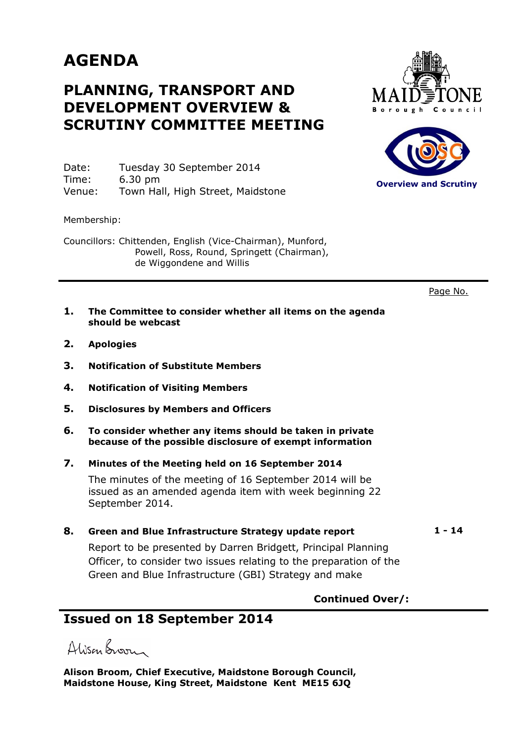# AGENDA

## PLANNING, TRANSPORT AND DEVELOPMENT OVERVIEW & SCRUTINY COMMITTEE MEETING

Date: Tuesday 30 September 2014
Time: 6.30 pm
Venue: Town Hall, High Street, Maidstone

Membership:

Councillors: Chittenden, English (Vice-Chairman), Munford, Powell, Ross, Round, Springett (Chairman), de Wiggondene and Willis

Page No.

1. **The Committee to consider whether all items on the agenda should be webcast**

2. **Apologies**

3. **Notification of Substitute Members**

4. **Notification of Visiting Members**

5. **Disclosures by Members and Officers**

6. **To consider whether any items should be taken in private because of the possible disclosure of exempt information**

7. **Minutes of the Meeting held on 16 September 2014**

   The minutes of the meeting of 16 September 2014 will be issued as an amended agenda item with week beginning 22 September 2014.

8. **Green and Blue Infrastructure Strategy update report** **1 - 14**

   Report to be presented by Darren Bridgett, Principal Planning Officer, to consider two issues relating to the preparation of the Green and Blue Infrastructure (GBI) Strategy and make

**Continued Over/:**

## Issued on 18 September 2014

Alison Broom

**Alison Broom, Chief Executive, Maidstone Borough Council, Maidstone House, King Street, Maidstone Kent ME15 6JQ**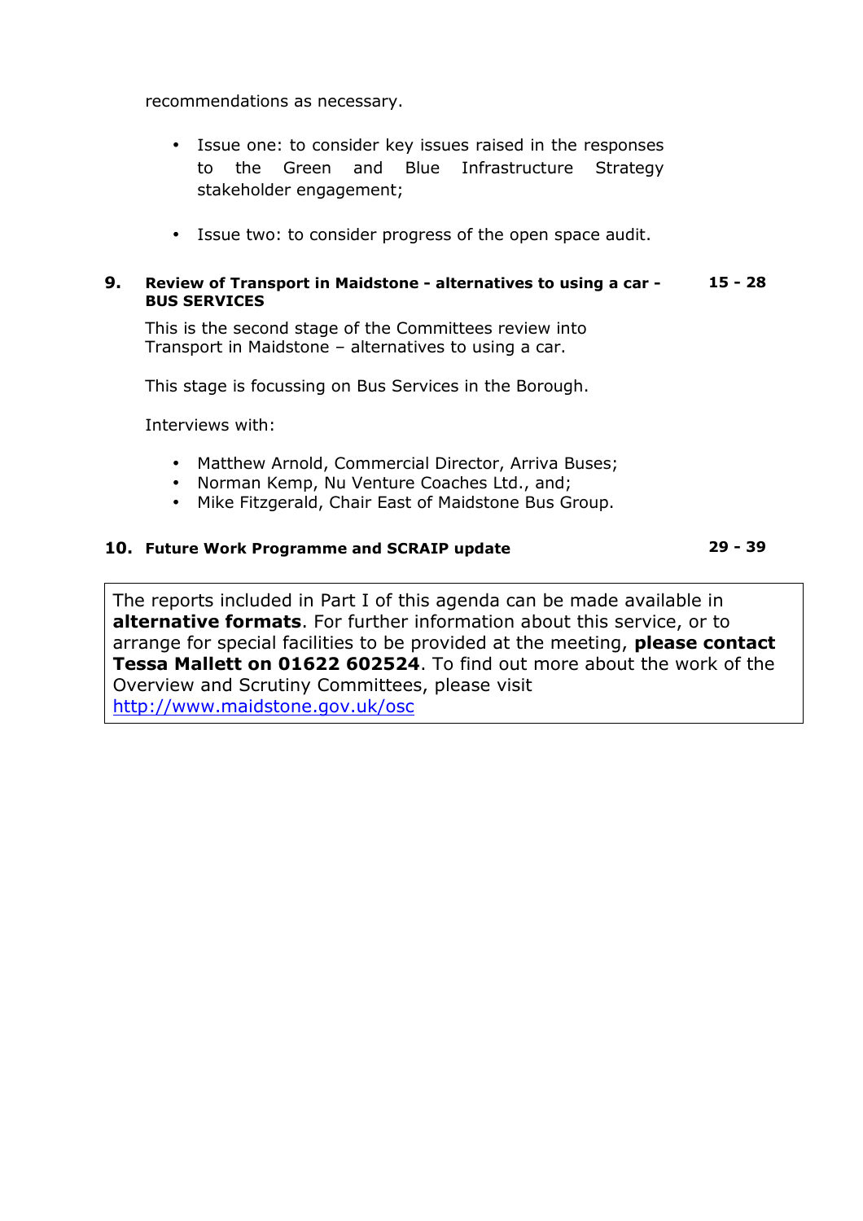recommendations as necessary.

- Issue one: to consider key issues raised in the responses to the Green and Blue Infrastructure Strategy stakeholder engagement;
- Issue two: to consider progress of the open space audit.

**9. Review of Transport in Maidstone - alternatives to using a car - BUS SERVICES** **15 - 28**

This is the second stage of the Committees review into Transport in Maidstone – alternatives to using a car.

This stage is focussing on Bus Services in the Borough.

Interviews with:

- Matthew Arnold, Commercial Director, Arriva Buses;
- Norman Kemp, Nu Venture Coaches Ltd., and;
- Mike Fitzgerald, Chair East of Maidstone Bus Group.

**10. Future Work Programme and SCRAIP update** **29 - 39**

The reports included in Part I of this agenda can be made available in **alternative formats**. For further information about this service, or to arrange for special facilities to be provided at the meeting, **please contact Tessa Mallett on 01622 602524**. To find out more about the work of the Overview and Scrutiny Committees, please visit http://www.maidstone.gov.uk/osc